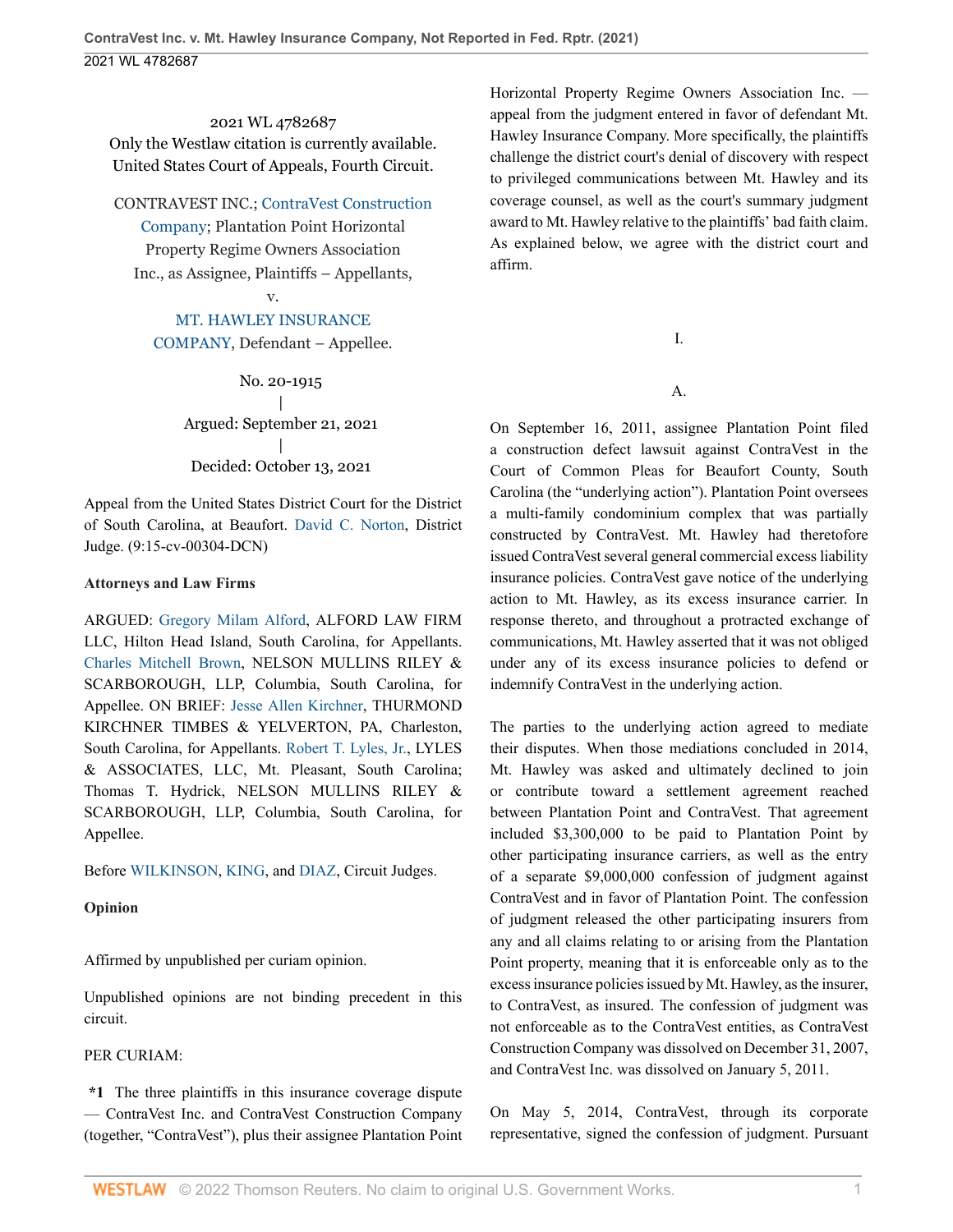2021 WL 4782687

Only the Westlaw citation is currently available.

United States Court of Appeals, Fourth Circuit.

CONTRAVEST INC.; ContraVest Construction Company; Plantation Point Horizontal Property Regime Owners Association Inc., as Assignee, Plaintiffs – Appellants,

v.

MT. HAWLEY INSURANCE COMPANY, Defendant – Appellee.

No. 20-1915

|

Argued: September 21, 2021

|

Decided: October 13, 2021

Appeal from the United States District Court for the District of South Carolina, at Beaufort. David C. Norton, District Judge. (9:15-cv-00304-DCN)

**Attorneys and Law Firms**

ARGUED: Gregory Milam Alford, ALFORD LAW FIRM LLC, Hilton Head Island, South Carolina, for Appellants. Charles Mitchell Brown, NELSON MULLINS RILEY & SCARBOROUGH, LLP, Columbia, South Carolina, for Appellee. ON BRIEF: Jesse Allen Kirchner, THURMOND KIRCHNER TIMBES & YELVERTON, PA, Charleston, South Carolina, for Appellants. Robert T. Lyles, Jr., LYLES & ASSOCIATES, LLC, Mt. Pleasant, South Carolina; Thomas T. Hydrick, NELSON MULLINS RILEY & SCARBOROUGH, LLP, Columbia, South Carolina, for Appellee.

Before WILKINSON, KING, and DIAZ, Circuit Judges.

**Opinion**

Affirmed by unpublished per curiam opinion.

Unpublished opinions are not binding precedent in this circuit.

PER CURIAM:

**\*1** The three plaintiffs in this insurance coverage dispute — ContraVest Inc. and ContraVest Construction Company (together, "ContraVest"), plus their assignee Plantation Point Horizontal Property Regime Owners Association Inc. — appeal from the judgment entered in favor of defendant Mt. Hawley Insurance Company. More specifically, the plaintiffs challenge the district court's denial of discovery with respect to privileged communications between Mt. Hawley and its coverage counsel, as well as the court's summary judgment award to Mt. Hawley relative to the plaintiffs' bad faith claim. As explained below, we agree with the district court and affirm.

## I.

### A.

On September 16, 2011, assignee Plantation Point filed a construction defect lawsuit against ContraVest in the Court of Common Pleas for Beaufort County, South Carolina (the "underlying action"). Plantation Point oversees a multi-family condominium complex that was partially constructed by ContraVest. Mt. Hawley had theretofore issued ContraVest several general commercial excess liability insurance policies. ContraVest gave notice of the underlying action to Mt. Hawley, as its excess insurance carrier. In response thereto, and throughout a protracted exchange of communications, Mt. Hawley asserted that it was not obliged under any of its excess insurance policies to defend or indemnify ContraVest in the underlying action.

The parties to the underlying action agreed to mediate their disputes. When those mediations concluded in 2014, Mt. Hawley was asked and ultimately declined to join or contribute toward a settlement agreement reached between Plantation Point and ContraVest. That agreement included $3,300,000 to be paid to Plantation Point by other participating insurance carriers, as well as the entry of a separate $9,000,000 confession of judgment against ContraVest and in favor of Plantation Point. The confession of judgment released the other participating insurers from any and all claims relating to or arising from the Plantation Point property, meaning that it is enforceable only as to the excess insurance policies issued by Mt. Hawley, as the insurer, to ContraVest, as insured. The confession of judgment was not enforceable as to the ContraVest entities, as ContraVest Construction Company was dissolved on December 31, 2007, and ContraVest Inc. was dissolved on January 5, 2011.

On May 5, 2014, ContraVest, through its corporate representative, signed the confession of judgment. Pursuant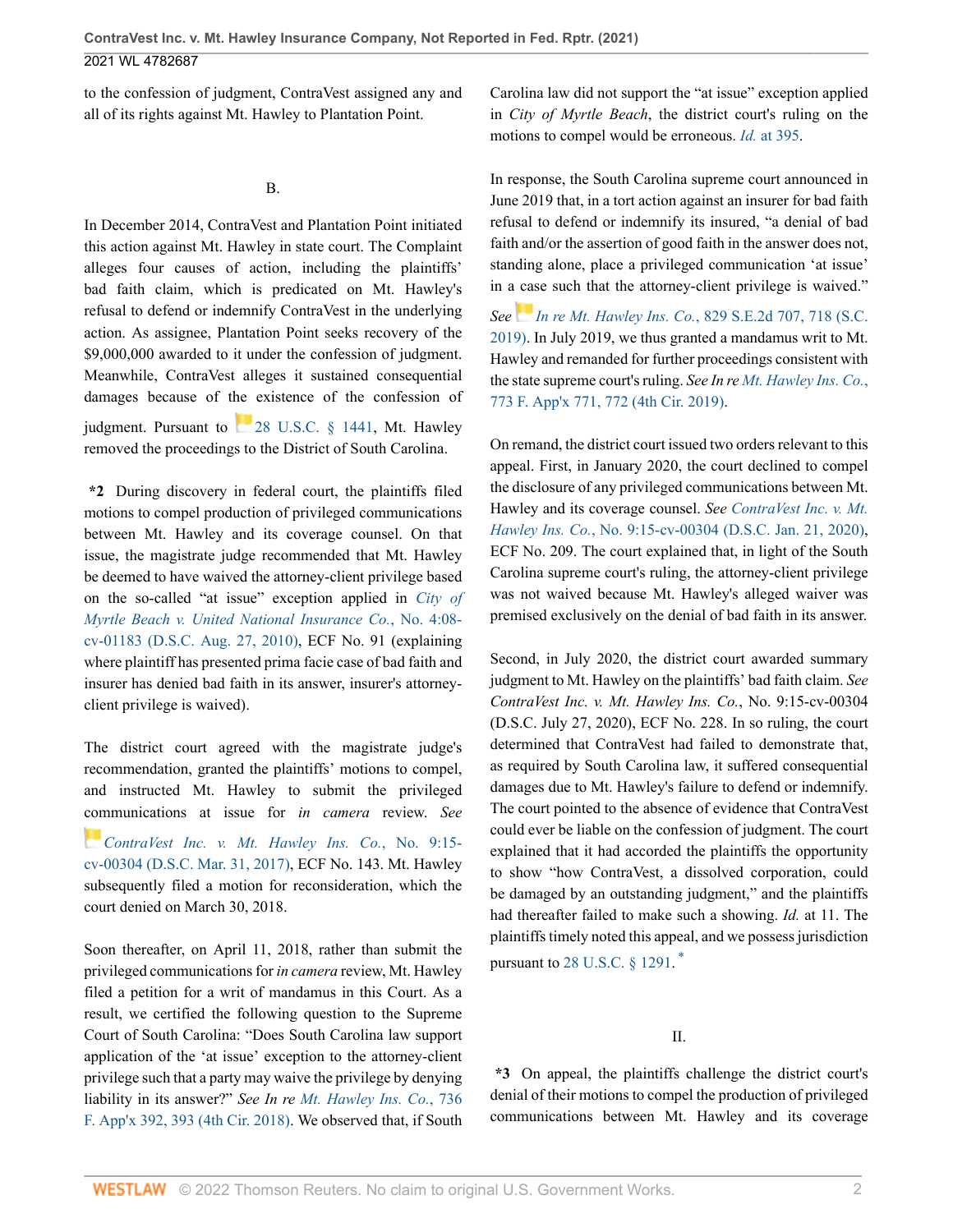to the confession of judgment, ContraVest assigned any and all of its rights against Mt. Hawley to Plantation Point.

B.

In December 2014, ContraVest and Plantation Point initiated this action against Mt. Hawley in state court. The Complaint alleges four causes of action, including the plaintiffs' bad faith claim, which is predicated on Mt. Hawley's refusal to defend or indemnify ContraVest in the underlying action. As assignee, Plantation Point seeks recovery of the $9,000,000 awarded to it under the confession of judgment. Meanwhile, ContraVest alleges it sustained consequential damages because of the existence of the confession of judgment. Pursuant to 28 U.S.C. § 1441, Mt. Hawley removed the proceedings to the District of South Carolina.

**\*2** During discovery in federal court, the plaintiffs filed motions to compel production of privileged communications between Mt. Hawley and its coverage counsel. On that issue, the magistrate judge recommended that Mt. Hawley be deemed to have waived the attorney-client privilege based on the so-called "at issue" exception applied in *City of Myrtle Beach v. United National Insurance Co.*, No. 4:08-cv-01183 (D.S.C. Aug. 27, 2010), ECF No. 91 (explaining where plaintiff has presented prima facie case of bad faith and insurer has denied bad faith in its answer, insurer's attorney-client privilege is waived).

The district court agreed with the magistrate judge's recommendation, granted the plaintiffs' motions to compel, and instructed Mt. Hawley to submit the privileged communications at issue for *in camera* review. *See* *ContraVest Inc. v. Mt. Hawley Ins. Co.*, No. 9:15-cv-00304 (D.S.C. Mar. 31, 2017), ECF No. 143. Mt. Hawley subsequently filed a motion for reconsideration, which the court denied on March 30, 2018.

Soon thereafter, on April 11, 2018, rather than submit the privileged communications for *in camera* review, Mt. Hawley filed a petition for a writ of mandamus in this Court. As a result, we certified the following question to the Supreme Court of South Carolina: "Does South Carolina law support application of the 'at issue' exception to the attorney-client privilege such that a party may waive the privilege by denying liability in its answer?" *See In re Mt. Hawley Ins. Co.*, 736 F. App'x 392, 393 (4th Cir. 2018). We observed that, if South Carolina law did not support the "at issue" exception applied in *City of Myrtle Beach*, the district court's ruling on the motions to compel would be erroneous. *Id.* at 395.

In response, the South Carolina supreme court announced in June 2019 that, in a tort action against an insurer for bad faith refusal to defend or indemnify its insured, "a denial of bad faith and/or the assertion of good faith in the answer does not, standing alone, place a privileged communication 'at issue' in a case such that the attorney-client privilege is waived." *See* *In re Mt. Hawley Ins. Co.*, 829 S.E.2d 707, 718 (S.C. 2019). In July 2019, we thus granted a mandamus writ to Mt. Hawley and remanded for further proceedings consistent with the state supreme court's ruling. *See In re Mt. Hawley Ins. Co.*, 773 F. App'x 771, 772 (4th Cir. 2019).

On remand, the district court issued two orders relevant to this appeal. First, in January 2020, the court declined to compel the disclosure of any privileged communications between Mt. Hawley and its coverage counsel. *See ContraVest Inc. v. Mt. Hawley Ins. Co.*, No. 9:15-cv-00304 (D.S.C. Jan. 21, 2020), ECF No. 209. The court explained that, in light of the South Carolina supreme court's ruling, the attorney-client privilege was not waived because Mt. Hawley's alleged waiver was premised exclusively on the denial of bad faith in its answer.

Second, in July 2020, the district court awarded summary judgment to Mt. Hawley on the plaintiffs' bad faith claim. *See ContraVest Inc. v. Mt. Hawley Ins. Co.*, No. 9:15-cv-00304 (D.S.C. July 27, 2020), ECF No. 228. In so ruling, the court determined that ContraVest had failed to demonstrate that, as required by South Carolina law, it suffered consequential damages due to Mt. Hawley's failure to defend or indemnify. The court pointed to the absence of evidence that ContraVest could ever be liable on the confession of judgment. The court explained that it had accorded the plaintiffs the opportunity to show "how ContraVest, a dissolved corporation, could be damaged by an outstanding judgment," and the plaintiffs had thereafter failed to make such a showing. *Id.* at 11. The plaintiffs timely noted this appeal, and we possess jurisdiction pursuant to 28 U.S.C. § 1291.*

II.

**\*3** On appeal, the plaintiffs challenge the district court's denial of their motions to compel the production of privileged communications between Mt. Hawley and its coverage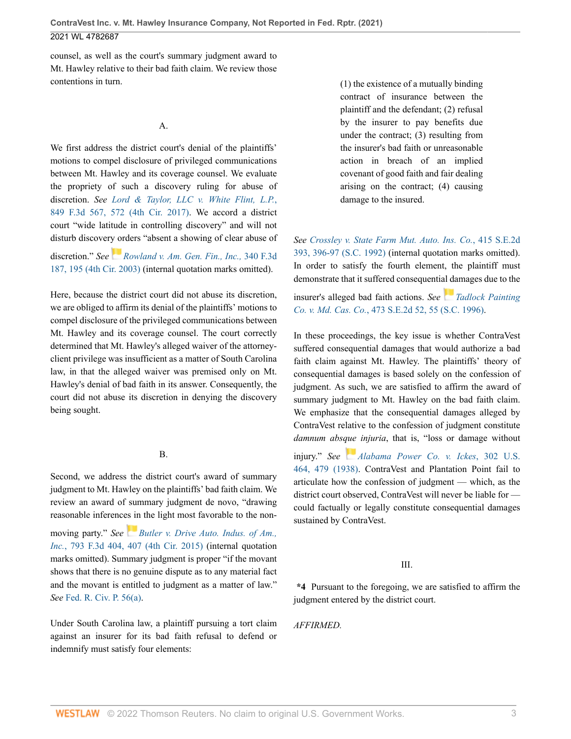counsel, as well as the court's summary judgment award to Mt. Hawley relative to their bad faith claim. We review those contentions in turn.

A.

We first address the district court's denial of the plaintiffs' motions to compel disclosure of privileged communications between Mt. Hawley and its coverage counsel. We evaluate the propriety of such a discovery ruling for abuse of discretion. *See* *Lord & Taylor, LLC v. White Flint, L.P.*, 849 F.3d 567, 572 (4th Cir. 2017). We accord a district court "wide latitude in controlling discovery" and will not disturb discovery orders "absent a showing of clear abuse of discretion." *See* *Rowland v. Am. Gen. Fin., Inc.*, 340 F.3d 187, 195 (4th Cir. 2003) (internal quotation marks omitted).

Here, because the district court did not abuse its discretion, we are obliged to affirm its denial of the plaintiffs' motions to compel disclosure of the privileged communications between Mt. Hawley and its coverage counsel. The court correctly determined that Mt. Hawley's alleged waiver of the attorney-client privilege was insufficient as a matter of South Carolina law, in that the alleged waiver was premised only on Mt. Hawley's denial of bad faith in its answer. Consequently, the court did not abuse its discretion in denying the discovery being sought.

B.

Second, we address the district court's award of summary judgment to Mt. Hawley on the plaintiffs' bad faith claim. We review an award of summary judgment de novo, "drawing reasonable inferences in the light most favorable to the non-moving party." *See* *Butler v. Drive Auto. Indus. of Am., Inc.*, 793 F.3d 404, 407 (4th Cir. 2015) (internal quotation marks omitted). Summary judgment is proper "if the movant shows that there is no genuine dispute as to any material fact and the movant is entitled to judgment as a matter of law." *See* Fed. R. Civ. P. 56(a).

Under South Carolina law, a plaintiff pursuing a tort claim against an insurer for its bad faith refusal to defend or indemnify must satisfy four elements:

> (1) the existence of a mutually binding contract of insurance between the plaintiff and the defendant; (2) refusal by the insurer to pay benefits due under the contract; (3) resulting from the insurer's bad faith or unreasonable action in breach of an implied covenant of good faith and fair dealing arising on the contract; (4) causing damage to the insured.

*See* *Crossley v. State Farm Mut. Auto. Ins. Co.*, 415 S.E.2d 393, 396-97 (S.C. 1992) (internal quotation marks omitted). In order to satisfy the fourth element, the plaintiff must demonstrate that it suffered consequential damages due to the insurer's alleged bad faith actions. *See* *Tadlock Painting Co. v. Md. Cas. Co.*, 473 S.E.2d 52, 55 (S.C. 1996).

In these proceedings, the key issue is whether ContraVest suffered consequential damages that would authorize a bad faith claim against Mt. Hawley. The plaintiffs' theory of consequential damages is based solely on the confession of judgment. As such, we are satisfied to affirm the award of summary judgment to Mt. Hawley on the bad faith claim. We emphasize that the consequential damages alleged by ContraVest relative to the confession of judgment constitute *damnum absque injuria*, that is, "loss or damage without injury." *See* *Alabama Power Co. v. Ickes*, 302 U.S. 464, 479 (1938). ContraVest and Plantation Point fail to articulate how the confession of judgment — which, as the district court observed, ContraVest will never be liable for — could factually or legally constitute consequential damages sustained by ContraVest.

III.

**\*4** Pursuant to the foregoing, we are satisfied to affirm the judgment entered by the district court.

*AFFIRMED.*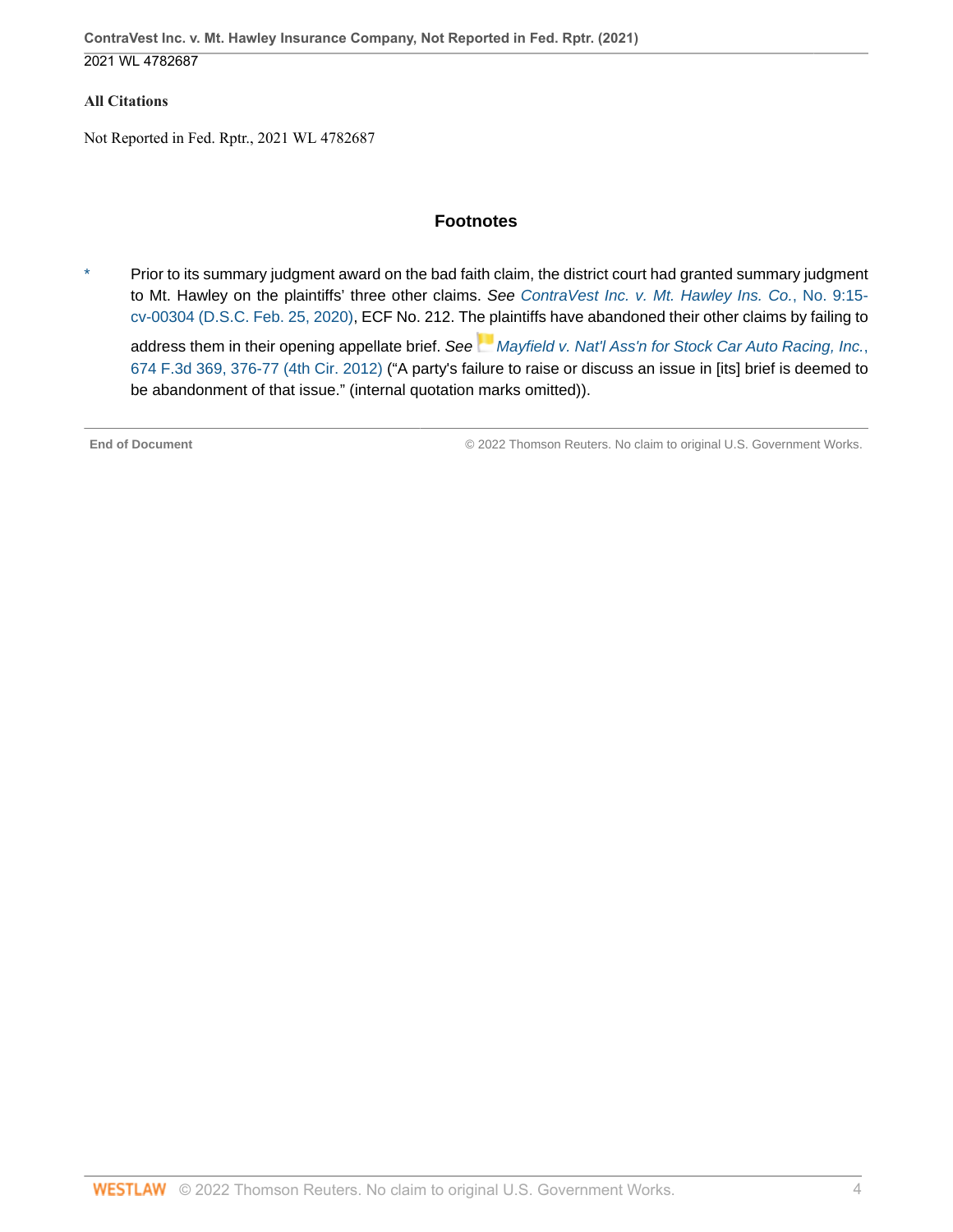**All Citations**

Not Reported in Fed. Rptr., 2021 WL 4782687

## Footnotes

\* Prior to its summary judgment award on the bad faith claim, the district court had granted summary judgment to Mt. Hawley on the plaintiffs' three other claims. *See ContraVest Inc. v. Mt. Hawley Ins. Co.*, No. 9:15-cv-00304 (D.S.C. Feb. 25, 2020), ECF No. 212. The plaintiffs have abandoned their other claims by failing to address them in their opening appellate brief. *See Mayfield v. Nat'l Ass'n for Stock Car Auto Racing, Inc.*, 674 F.3d 369, 376-77 (4th Cir. 2012) ("A party's failure to raise or discuss an issue in [its] brief is deemed to be abandonment of that issue." (internal quotation marks omitted)).

End of Document © 2022 Thomson Reuters. No claim to original U.S. Government Works.